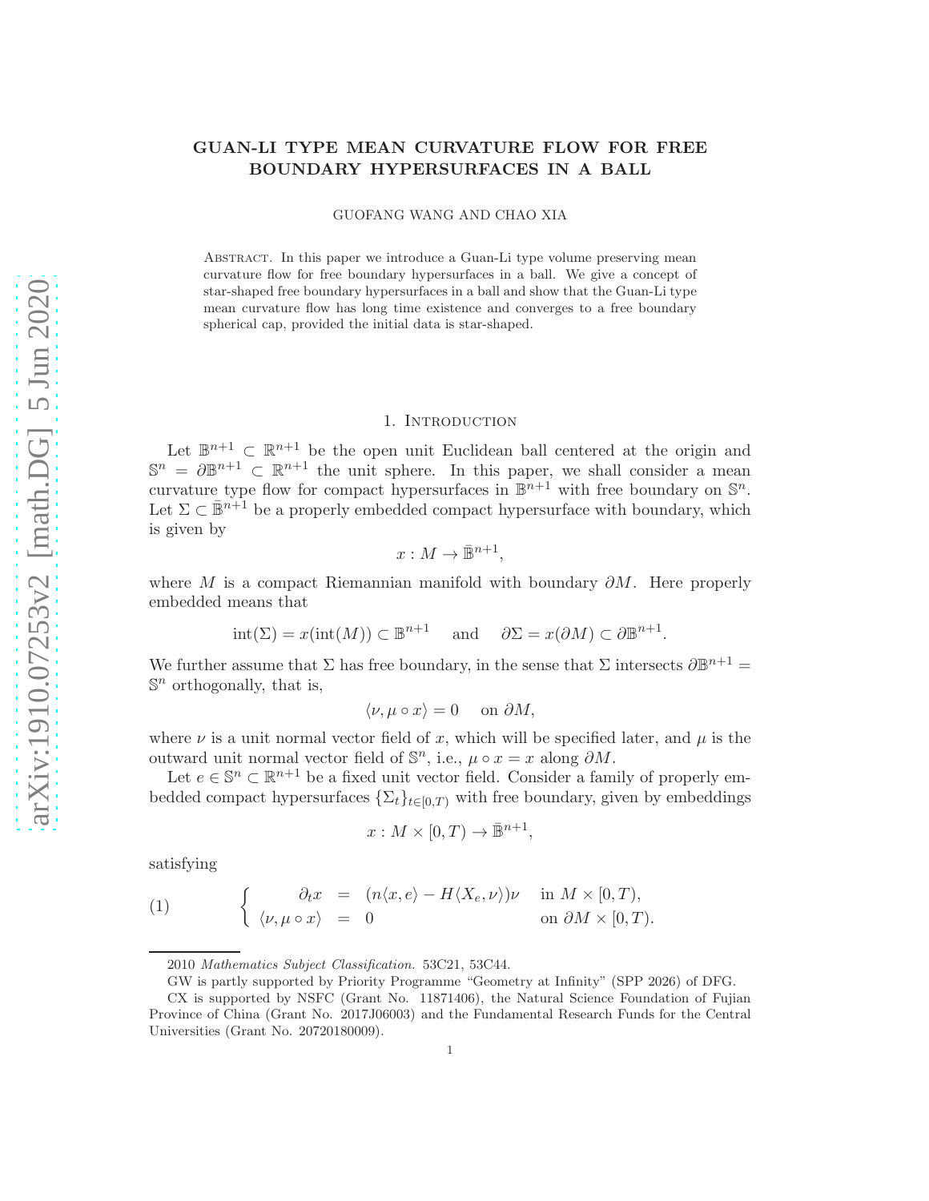# GUAN-LI TYPE MEAN CURVATURE FLOW FOR FREE BOUNDARY HYPERSURFACES IN A BALL

GUOFANG WANG AND CHAO XIA

Abstract. In this paper we introduce a Guan-Li type volume preserving mean curvature flow for free boundary hypersurfaces in a ball. We give a concept of star-shaped free boundary hypersurfaces in a ball and show that the Guan-Li type mean curvature flow has long time existence and converges to a free boundary spherical cap, provided the initial data is star-shaped.

## 1. Introduction

Let $\mathbb{B}^{n+1} \subset \mathbb{R}^{n+1}$ be the open unit Euclidean ball centered at the origin and $\mathbb{S}^n = \partial\mathbb{B}^{n+1} \subset \mathbb{R}^{n+1}$ the unit sphere. In this paper, we shall consider a mean curvature type flow for compact hypersurfaces in $\mathbb{B}^{n+1}$ with free boundary on $\mathbb{S}^n$. Let $\Sigma \subset \bar{\mathbb{B}}^{n+1}$ be a properly embedded compact hypersurface with boundary, which is given by

$$x : M \to \bar{\mathbb{B}}^{n+1},$$

where $M$ is a compact Riemannian manifold with boundary $\partial M$. Here properly embedded means that

$$\operatorname{int}(\Sigma) = x(\operatorname{int}(M)) \subset \mathbb{B}^{n+1} \quad \text{and} \quad \partial\Sigma = x(\partial M) \subset \partial\mathbb{B}^{n+1}.$$

We further assume that $\Sigma$ has free boundary, in the sense that $\Sigma$ intersects $\partial\mathbb{B}^{n+1} = \mathbb{S}^n$ orthogonally, that is,

$$\langle \nu, \mu \circ x \rangle = 0 \quad \text{on } \partial M,$$

where $\nu$ is a unit normal vector field of $x$, which will be specified later, and $\mu$ is the outward unit normal vector field of $\mathbb{S}^n$, i.e., $\mu \circ x = x$ along $\partial M$.

Let $e \in \mathbb{S}^n \subset \mathbb{R}^{n+1}$ be a fixed unit vector field. Consider a family of properly embedded compact hypersurfaces $\{\Sigma_t\}_{t\in[0,T)}$ with free boundary, given by embeddings

$$x : M \times [0, T) \to \bar{\mathbb{B}}^{n+1},$$

satisfying

$$\left\{ \begin{array}{rcll} \partial_t x &=& (n\langle x, e\rangle - H\langle X_e, \nu\rangle)\nu & \text{in } M \times [0, T), \\ \langle \nu, \mu \circ x\rangle &=& 0 & \text{on } \partial M \times [0, T). \end{array} \right. \tag{1}$$

2010 *Mathematics Subject Classification.* 53C21, 53C44.

GW is partly supported by Priority Programme "Geometry at Infinity" (SPP 2026) of DFG.

CX is supported by NSFC (Grant No. 11871406), the Natural Science Foundation of Fujian Province of China (Grant No. 2017J06003) and the Fundamental Research Funds for the Central Universities (Grant No. 20720180009).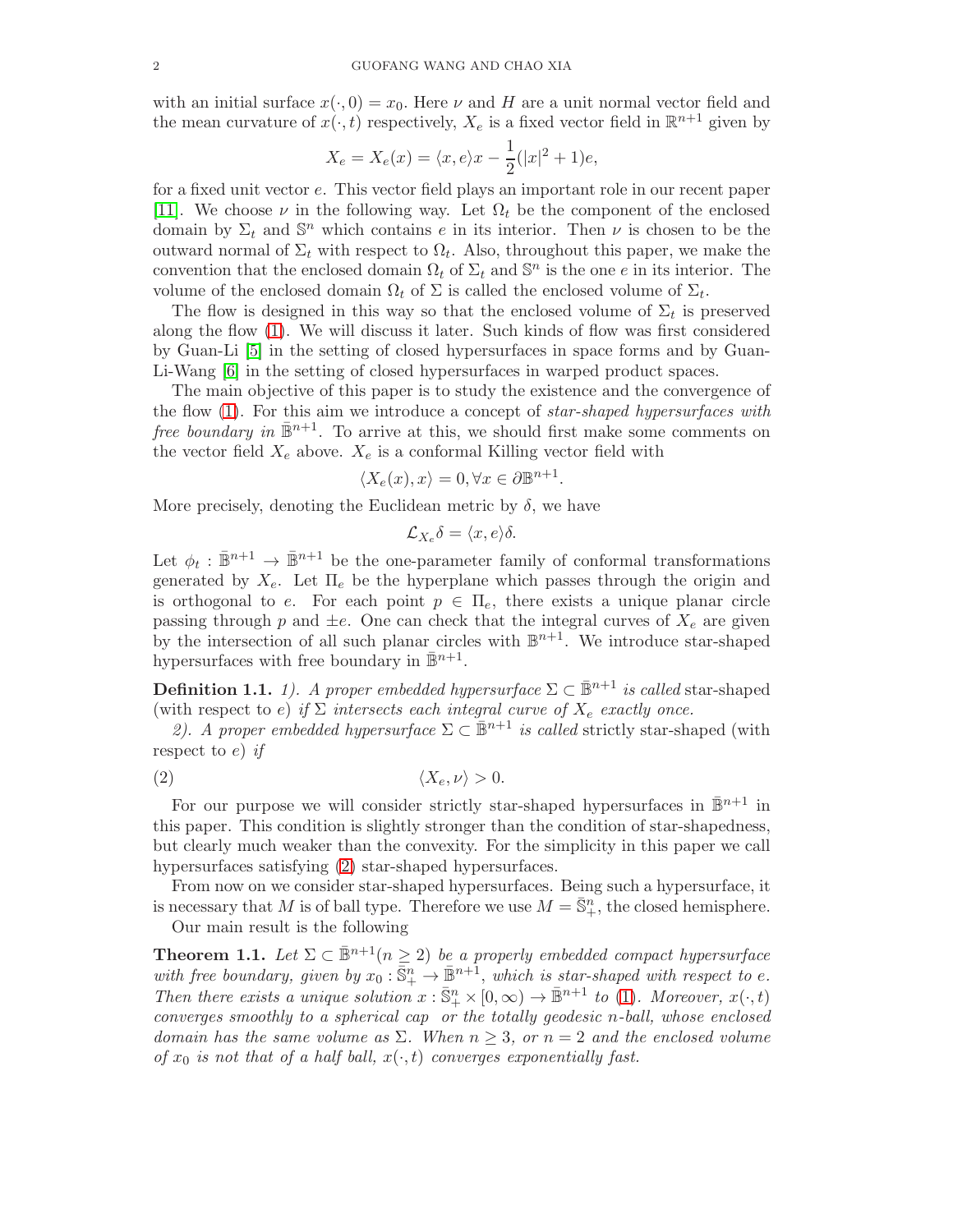with an initial surface $x(\cdot, 0) = x_0$. Here $\nu$ and $H$ are a unit normal vector field and the mean curvature of $x(\cdot, t)$ respectively, $X_e$ is a fixed vector field in $\mathbb{R}^{n+1}$ given by

$$X_e = X_e(x) = \langle x, e\rangle x - \frac{1}{2}(|x|^2 + 1)e,$$

for a fixed unit vector $e$. This vector field plays an important role in our recent paper [11]. We choose $\nu$ in the following way. Let $\Omega_t$ be the component of the enclosed domain by $\Sigma_t$ and $\mathbb{S}^n$ which contains $e$ in its interior. Then $\nu$ is chosen to be the outward normal of $\Sigma_t$ with respect to $\Omega_t$. Also, throughout this paper, we make the convention that the enclosed domain $\Omega_t$ of $\Sigma_t$ and $\mathbb{S}^n$ is the one $e$ in its interior. The volume of the enclosed domain $\Omega_t$ of $\Sigma$ is called the enclosed volume of $\Sigma_t$.

The flow is designed in this way so that the enclosed volume of $\Sigma_t$ is preserved along the flow (1). We will discuss it later. Such kinds of flow was first considered by Guan-Li [5] in the setting of closed hypersurfaces in space forms and by Guan-Li-Wang [6] in the setting of closed hypersurfaces in warped product spaces.

The main objective of this paper is to study the existence and the convergence of the flow (1). For this aim we introduce a concept of *star-shaped hypersurfaces with free boundary in* $\bar{\mathbb{B}}^{n+1}$. To arrive at this, we should first make some comments on the vector field $X_e$ above. $X_e$ is a conformal Killing vector field with

$$\langle X_e(x), x\rangle = 0, \forall x \in \partial\mathbb{B}^{n+1}.$$

More precisely, denoting the Euclidean metric by $\delta$, we have

$$\mathcal{L}_{X_e}\delta = \langle x, e\rangle\delta.$$

Let $\phi_t : \bar{\mathbb{B}}^{n+1} \to \bar{\mathbb{B}}^{n+1}$ be the one-parameter family of conformal transformations generated by $X_e$. Let $\Pi_e$ be the hyperplane which passes through the origin and is orthogonal to $e$. For each point $p \in \Pi_e$, there exists a unique planar circle passing through $p$ and $\pm e$. One can check that the integral curves of $X_e$ are given by the intersection of all such planar circles with $\mathbb{B}^{n+1}$. We introduce star-shaped hypersurfaces with free boundary in $\bar{\mathbb{B}}^{n+1}$.

**Definition 1.1.** *1). A proper embedded hypersurface $\Sigma \subset \bar{\mathbb{B}}^{n+1}$ is called* star-shaped (with respect to $e$) *if $\Sigma$ intersects each integral curve of $X_e$ exactly once.*

*2). A proper embedded hypersurface $\Sigma \subset \bar{\mathbb{B}}^{n+1}$ is called* strictly star-shaped (with respect to $e$) *if*

$$\langle X_e, \nu\rangle > 0. \tag{2}$$

For our purpose we will consider strictly star-shaped hypersurfaces in $\bar{\mathbb{B}}^{n+1}$ in this paper. This condition is slightly stronger than the condition of star-shapedness, but clearly much weaker than the convexity. For the simplicity in this paper we call hypersurfaces satisfying (2) star-shaped hypersurfaces.

From now on we consider star-shaped hypersurfaces. Being such a hypersurface, it is necessary that $M$ is of ball type. Therefore we use $M = \bar{\mathbb{S}}^n_+$, the closed hemisphere.

Our main result is the following

**Theorem 1.1.** *Let $\Sigma \subset \bar{\mathbb{B}}^{n+1}(n \geq 2)$ be a properly embedded compact hypersurface with free boundary, given by $x_0 : \bar{\mathbb{S}}^n_+ \to \bar{\mathbb{B}}^{n+1}$, which is star-shaped with respect to $e$. Then there exists a unique solution $x : \bar{\mathbb{S}}^n_+ \times [0, \infty) \to \bar{\mathbb{B}}^{n+1}$ to (1). Moreover, $x(\cdot, t)$ converges smoothly to a spherical cap or the totally geodesic $n$-ball, whose enclosed domain has the same volume as $\Sigma$. When $n \geq 3$, or $n = 2$ and the enclosed volume of $x_0$ is not that of a half ball, $x(\cdot, t)$ converges exponentially fast.*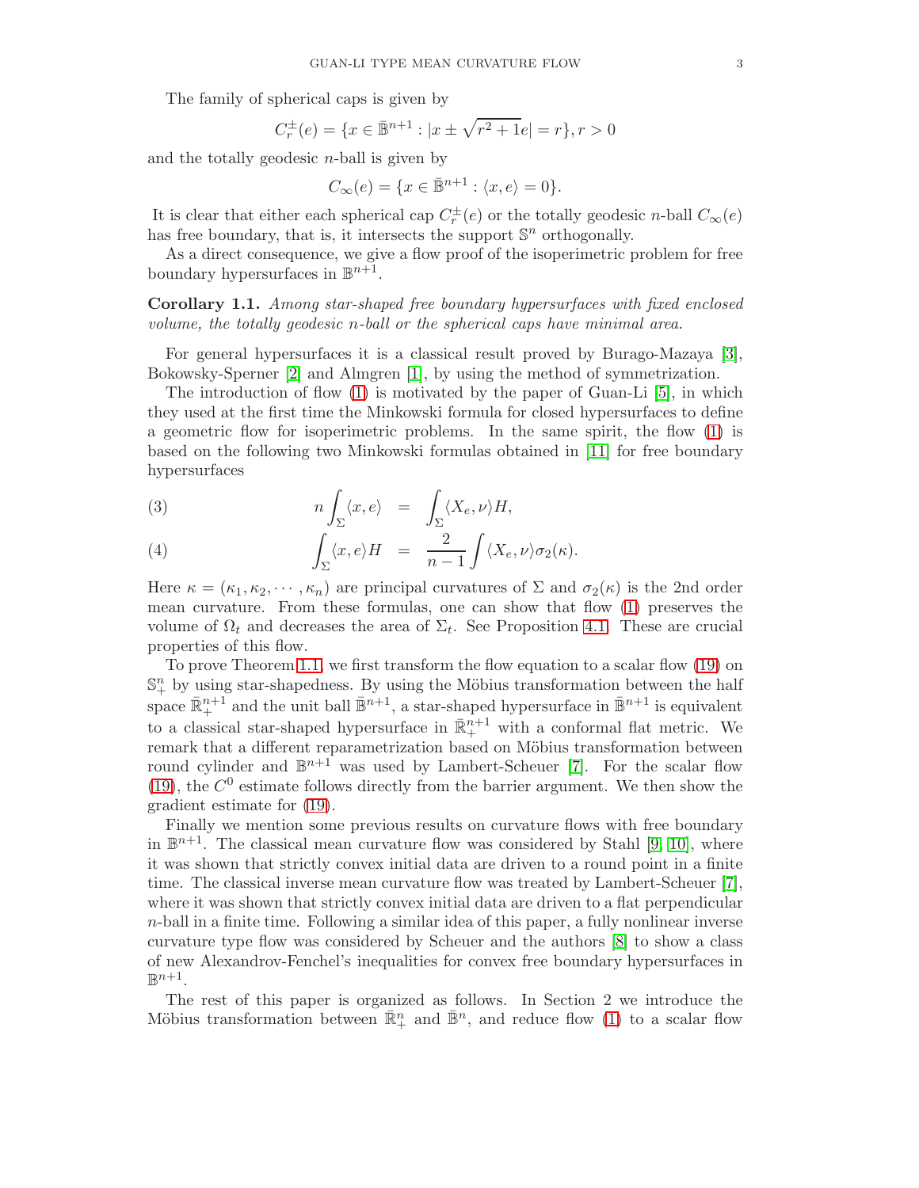The family of spherical caps is given by

$$C_r^{\pm}(e) = \{x \in \bar{\mathbb{B}}^{n+1} : |x \pm \sqrt{r^2+1}e| = r\}, r > 0$$

and the totally geodesic $n$-ball is given by

$$C_\infty(e) = \{x \in \bar{\mathbb{B}}^{n+1} : \langle x, e\rangle = 0\}.$$

It is clear that either each spherical cap $C_r^{\pm}(e)$ or the totally geodesic $n$-ball $C_\infty(e)$ has free boundary, that is, it intersects the support $\mathbb{S}^n$ orthogonally.

As a direct consequence, we give a flow proof of the isoperimetric problem for free boundary hypersurfaces in $\mathbb{B}^{n+1}$.

**Corollary 1.1.** *Among star-shaped free boundary hypersurfaces with fixed enclosed volume, the totally geodesic $n$-ball or the spherical caps have minimal area.*

For general hypersurfaces it is a classical result proved by Burago-Mazaya [3], Bokowsky-Sperner [2] and Almgren [1], by using the method of symmetrization.

The introduction of flow (1) is motivated by the paper of Guan-Li [5], in which they used at the first time the Minkowski formula for closed hypersurfaces to define a geometric flow for isoperimetric problems. In the same spirit, the flow (1) is based on the following two Minkowski formulas obtained in [11] for free boundary hypersurfaces

$$n\int_\Sigma \langle x, e\rangle = \int_\Sigma \langle X_e, \nu\rangle H, \tag{3}$$

$$\int_\Sigma \langle x, e\rangle H = \frac{2}{n-1}\int \langle X_e, \nu\rangle \sigma_2(\kappa). \tag{4}$$

Here $\kappa = (\kappa_1, \kappa_2, \cdots, \kappa_n)$ are principal curvatures of $\Sigma$ and $\sigma_2(\kappa)$ is the 2nd order mean curvature. From these formulas, one can show that flow (1) preserves the volume of $\Omega_t$ and decreases the area of $\Sigma_t$. See Proposition 4.1. These are crucial properties of this flow.

To prove Theorem 1.1, we first transform the flow equation to a scalar flow (19) on $\mathbb{S}^n_+$ by using star-shapedness. By using the Möbius transformation between the half space $\bar{\mathbb{R}}^{n+1}_+$ and the unit ball $\bar{\mathbb{B}}^{n+1}$, a star-shaped hypersurface in $\bar{\mathbb{B}}^{n+1}$ is equivalent to a classical star-shaped hypersurface in $\bar{\mathbb{R}}^{n+1}_+$ with a conformal flat metric. We remark that a different reparametrization based on Möbius transformation between round cylinder and $\mathbb{B}^{n+1}$ was used by Lambert-Scheuer [7]. For the scalar flow (19), the $C^0$ estimate follows directly from the barrier argument. We then show the gradient estimate for (19).

Finally we mention some previous results on curvature flows with free boundary in $\mathbb{B}^{n+1}$. The classical mean curvature flow was considered by Stahl [9, 10], where it was shown that strictly convex initial data are driven to a round point in a finite time. The classical inverse mean curvature flow was treated by Lambert-Scheuer [7], where it was shown that strictly convex initial data are driven to a flat perpendicular $n$-ball in a finite time. Following a similar idea of this paper, a fully nonlinear inverse curvature type flow was considered by Scheuer and the authors [8] to show a class of new Alexandrov-Fenchel's inequalities for convex free boundary hypersurfaces in $\mathbb{B}^{n+1}$.

The rest of this paper is organized as follows. In Section 2 we introduce the Möbius transformation between $\bar{\mathbb{R}}^n_+$ and $\bar{\mathbb{B}}^n$, and reduce flow (1) to a scalar flow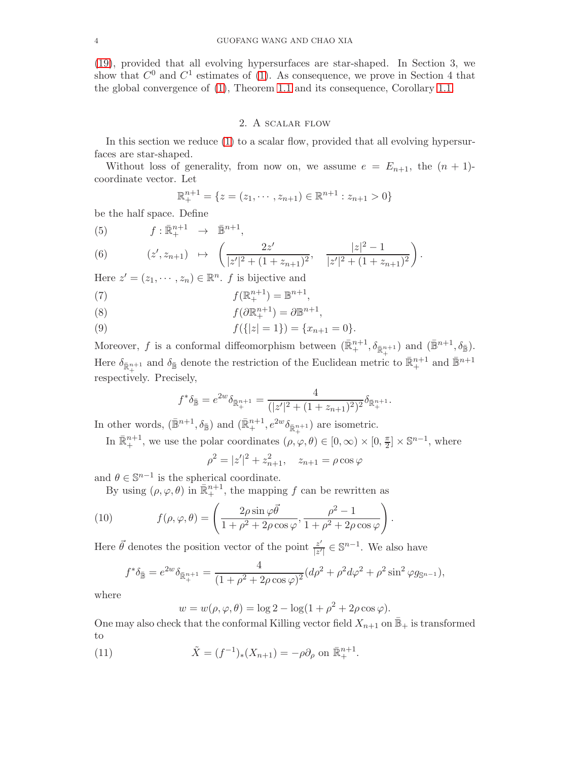(19), provided that all evolving hypersurfaces are star-shaped. In Section 3, we show that $C^0$ and $C^1$ estimates of (1). As consequence, we prove in Section 4 that the global convergence of (1), Theorem 1.1 and its consequence, Corollary 1.1.

## 2. A scalar flow

In this section we reduce (1) to a scalar flow, provided that all evolving hypersurfaces are star-shaped.

Without loss of generality, from now on, we assume $e = E_{n+1}$, the $(n+1)$-coordinate vector. Let

$$\mathbb{R}^{n+1}_+ = \{z = (z_1, \cdots, z_{n+1}) \in \mathbb{R}^{n+1} : z_{n+1} > 0\}$$

be the half space. Define

$$f : \bar{\mathbb{R}}^{n+1}_+ \to \bar{\mathbb{B}}^{n+1}, \tag{5}$$

$$(z', z_{n+1}) \mapsto \left( \frac{2z'}{|z'|^2 + (1+z_{n+1})^2}, \quad \frac{|z|^2 - 1}{|z'|^2 + (1+z_{n+1})^2} \right). \tag{6}$$

Here $z' = (z_1, \cdots, z_n) \in \mathbb{R}^n$. $f$ is bijective and

$$f(\mathbb{R}^{n+1}_+) = \mathbb{B}^{n+1}, \tag{7}$$

$$f(\partial \mathbb{R}^{n+1}_+) = \partial \mathbb{B}^{n+1}, \tag{8}$$

$$f(\{|z| = 1\}) = \{x_{n+1} = 0\}. \tag{9}$$

Moreover, $f$ is a conformal diffeomorphism between $(\bar{\mathbb{R}}^{n+1}_+, \delta_{\bar{\mathbb{R}}^{n+1}_+})$ and $(\bar{\mathbb{B}}^{n+1}, \delta_{\bar{\mathbb{B}}})$. Here $\delta_{\bar{\mathbb{R}}^{n+1}_+}$ and $\delta_{\bar{\mathbb{B}}}$ denote the restriction of the Euclidean metric to $\bar{\mathbb{R}}^{n+1}_+$ and $\bar{\mathbb{B}}^{n+1}$ respectively. Precisely,

$$f^* \delta_{\bar{\mathbb{B}}} = e^{2w} \delta_{\mathbb{R}^{n+1}_+} = \frac{4}{(|z'|^2 + (1+z_{n+1})^2)^2} \delta_{\mathbb{R}^{n+1}_+}.$$

In other words, $(\bar{\mathbb{B}}^{n+1}, \delta_{\bar{\mathbb{B}}})$ and $(\bar{\mathbb{R}}^{n+1}_+, e^{2w} \delta_{\bar{\mathbb{R}}^{n+1}_+})$ are isometric.

In $\bar{\mathbb{R}}^{n+1}_+$, we use the polar coordinates $(\rho, \varphi, \theta) \in [0, \infty) \times [0, \frac{\pi}{2}] \times \mathbb{S}^{n-1}$, where

$$\rho^2 = |z'|^2 + z_{n+1}^2, \quad z_{n+1} = \rho \cos \varphi$$

and $\theta \in \mathbb{S}^{n-1}$ is the spherical coordinate.

By using $(\rho, \varphi, \theta)$ in $\bar{\mathbb{R}}^{n+1}_+$, the mapping $f$ can be rewritten as

$$f(\rho, \varphi, \theta) = \left( \frac{2\rho \sin \varphi \vec{\theta}}{1 + \rho^2 + 2\rho \cos \varphi}, \frac{\rho^2 - 1}{1 + \rho^2 + 2\rho \cos \varphi} \right). \tag{10}$$

Here $\vec{\theta}$ denotes the position vector of the point $\frac{z'}{|z'|} \in \mathbb{S}^{n-1}$. We also have

$$f^* \delta_{\bar{\mathbb{B}}} = e^{2w} \delta_{\mathbb{R}^{n+1}_+} = \frac{4}{(1 + \rho^2 + 2\rho \cos \varphi)^2} (d\rho^2 + \rho^2 d\varphi^2 + \rho^2 \sin^2 \varphi g_{\mathbb{S}^{n-1}}),$$

where

$$w = w(\rho, \varphi, \theta) = \log 2 - \log(1 + \rho^2 + 2\rho \cos \varphi).$$

One may also check that the conformal Killing vector field $X_{n+1}$ on $\bar{\mathbb{B}}_+$ is transformed to

$$\tilde{X} = (f^{-1})_* (X_{n+1}) = -\rho \partial_\rho \text{ on } \bar{\mathbb{R}}^{n+1}_+. \tag{11}$$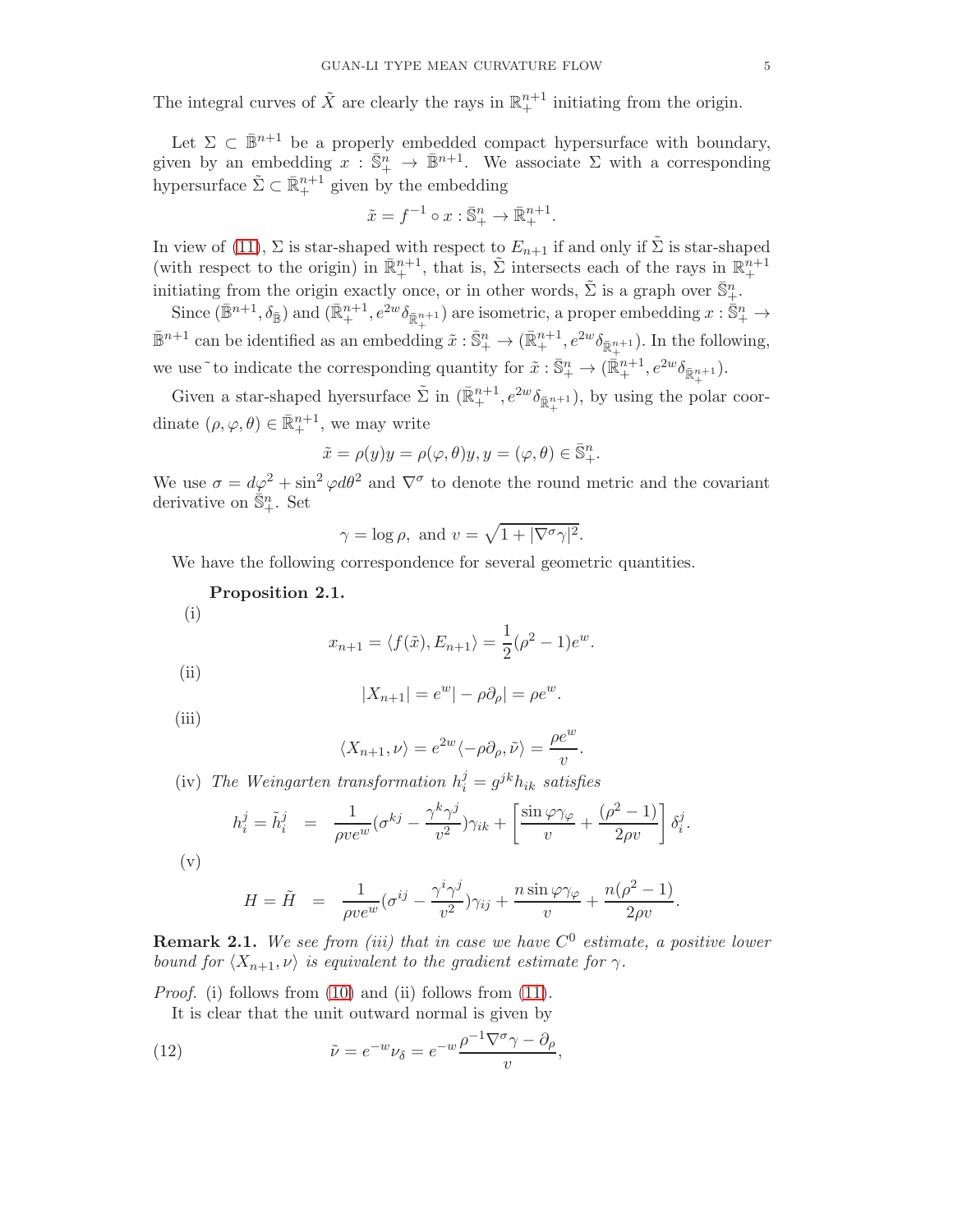The integral curves of $\tilde{X}$ are clearly the rays in $\mathbb{R}^{n+1}_+$ initiating from the origin.

Let $\Sigma \subset \bar{\mathbb{B}}^{n+1}$ be a properly embedded compact hypersurface with boundary, given by an embedding $x : \bar{\mathbb{S}}^n_+ \to \bar{\mathbb{B}}^{n+1}$. We associate $\Sigma$ with a corresponding hypersurface $\tilde{\Sigma} \subset \bar{\mathbb{R}}^{n+1}_+$ given by the embedding

$$\tilde{x} = f^{-1} \circ x : \bar{\mathbb{S}}^n_+ \to \bar{\mathbb{R}}^{n+1}_+.$$

In view of (11), $\Sigma$ is star-shaped with respect to $E_{n+1}$ if and only if $\tilde{\Sigma}$ is star-shaped (with respect to the origin) in $\bar{\mathbb{R}}^{n+1}_+$, that is, $\tilde{\Sigma}$ intersects each of the rays in $\mathbb{R}^{n+1}_+$ initiating from the origin exactly once, or in other words, $\tilde{\Sigma}$ is a graph over $\bar{\mathbb{S}}^n_+$.

Since $(\bar{\mathbb{B}}^{n+1}, \delta_{\mathbb{B}})$ and $(\bar{\mathbb{R}}^{n+1}_+, e^{2w}\delta_{\bar{\mathbb{R}}^{n+1}_+})$ are isometric, a proper embedding $x : \bar{\mathbb{S}}^n_+ \to \bar{\mathbb{B}}^{n+1}$ can be identified as an embedding $\tilde{x} : \bar{\mathbb{S}}^n_+ \to (\bar{\mathbb{R}}^{n+1}_+, e^{2w}\delta_{\bar{\mathbb{R}}^{n+1}_+})$. In the following, we use $\tilde{}$ to indicate the corresponding quantity for $\tilde{x} : \bar{\mathbb{S}}^n_+ \to (\bar{\mathbb{R}}^{n+1}_+, e^{2w}\delta_{\bar{\mathbb{R}}^{n+1}_+})$.

Given a star-shaped hyersurface $\tilde{\Sigma}$ in $(\bar{\mathbb{R}}^{n+1}_+, e^{2w}\delta_{\bar{\mathbb{R}}^{n+1}_+})$, by using the polar coordinate $(\rho, \varphi, \theta) \in \bar{\mathbb{R}}^{n+1}_+$, we may write

$$\tilde{x} = \rho(y)y = \rho(\varphi, \theta)y, y = (\varphi, \theta) \in \bar{\mathbb{S}}^n_+.$$

We use $\sigma = d\varphi^2 + \sin^2\varphi d\theta^2$ and $\nabla^\sigma$ to denote the round metric and the covariant derivative on $\bar{\mathbb{S}}^n_+$. Set

$$\gamma = \log \rho, \text{ and } v = \sqrt{1 + |\nabla^\sigma \gamma|^2}.$$

We have the following correspondence for several geometric quantities.

**Proposition 2.1.**

(i)
$$x_{n+1} = \langle f(\tilde{x}), E_{n+1} \rangle = \frac{1}{2}(\rho^2 - 1)e^w.$$

(ii)
$$|X_{n+1}| = e^w| - \rho\partial_\rho| = \rho e^w.$$

(iii)
$$\langle X_{n+1}, \nu \rangle = e^{2w}\langle -\rho\partial_\rho, \tilde{\nu} \rangle = \frac{\rho e^w}{v}.$$

(iv) *The Weingarten transformation $h^j_i = g^{jk}h_{ik}$ satisfies*
$$h^j_i = \tilde{h}^j_i = \frac{1}{\rho v e^w}(\sigma^{kj} - \frac{\gamma^k\gamma^j}{v^2})\gamma_{ik} + \left[\frac{\sin\varphi\gamma_\varphi}{v} + \frac{(\rho^2 - 1)}{2\rho v}\right]\delta^j_i.$$

(v)
$$H = \tilde{H} = \frac{1}{\rho v e^w}(\sigma^{ij} - \frac{\gamma^i\gamma^j}{v^2})\gamma_{ij} + \frac{n\sin\varphi\gamma_\varphi}{v} + \frac{n(\rho^2 - 1)}{2\rho v}.$$

**Remark 2.1.** *We see from (iii) that in case we have $C^0$ estimate, a positive lower bound for $\langle X_{n+1}, \nu \rangle$ is equivalent to the gradient estimate for $\gamma$.*

*Proof.* (i) follows from (10) and (ii) follows from (11).

It is clear that the unit outward normal is given by

$$\tilde{\nu} = e^{-w}\nu_\delta = e^{-w}\frac{\rho^{-1}\nabla^\sigma\gamma - \partial_\rho}{v}, \tag{12}$$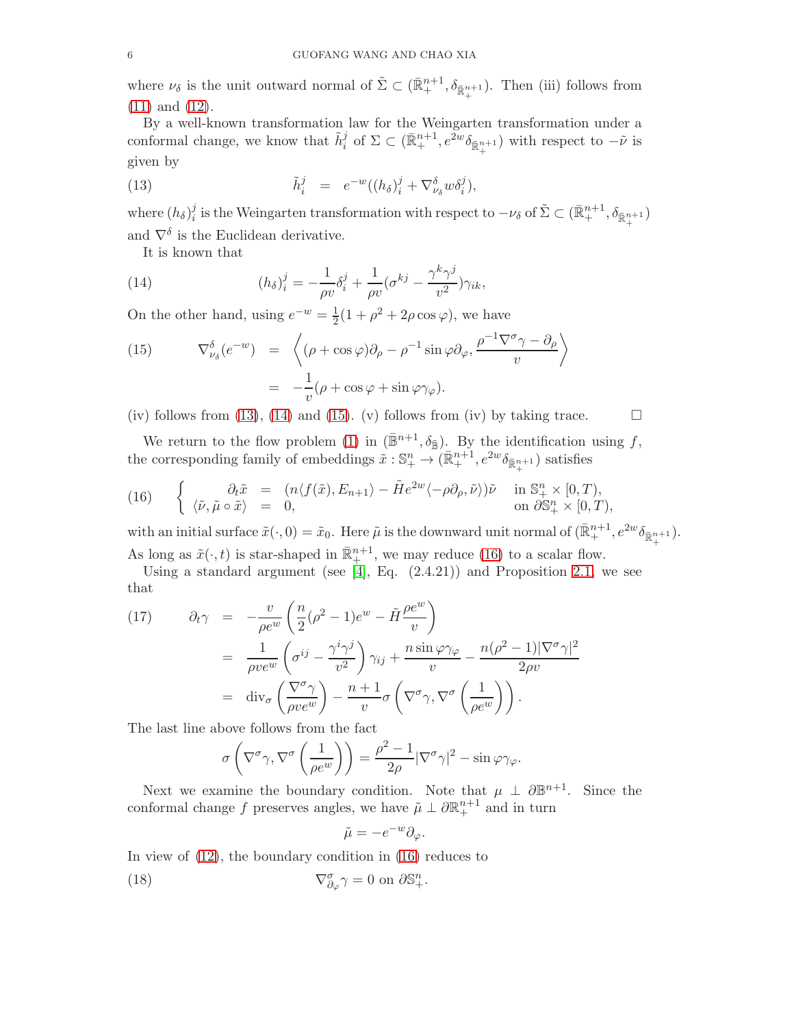where $\nu_\delta$ is the unit outward normal of $\tilde\Sigma \subset (\bar{\mathbb{R}}^{n+1}_+, \delta_{\bar{\mathbb{R}}^{n+1}_+})$. Then (iii) follows from (11) and (12).

By a well-known transformation law for the Weingarten transformation under a conformal change, we know that $\tilde h_i^j$ of $\Sigma \subset (\bar{\mathbb{R}}^{n+1}_+, e^{2w}\delta_{\bar{\mathbb{R}}^{n+1}_+})$ with respect to $-\tilde\nu$ is given by

$$\tilde h_i^j \;=\; e^{-w}((h_\delta)_i^j + \nabla^\delta_{\nu_\delta} w \delta_i^j), \tag{13}$$

where $(h_\delta)_i^j$ is the Weingarten transformation with respect to $-\nu_\delta$ of $\tilde\Sigma \subset (\bar{\mathbb{R}}^{n+1}_+, \delta_{\bar{\mathbb{R}}^{n+1}_+})$ and $\nabla^\delta$ is the Euclidean derivative.

It is known that

$$(h_\delta)_i^j = -\frac{1}{\rho v}\delta_i^j + \frac{1}{\rho v}(\sigma^{kj} - \frac{\gamma^k\gamma^j}{v^2})\gamma_{ik}, \tag{14}$$

On the other hand, using $e^{-w} = \frac{1}{2}(1+\rho^2 + 2\rho\cos\varphi)$, we have

$$\begin{aligned} \nabla^\delta_{\nu_\delta}(e^{-w}) &= \left\langle (\rho+\cos\varphi)\partial_\rho - \rho^{-1}\sin\varphi\partial_\varphi, \frac{\rho^{-1}\nabla^\sigma\gamma - \partial_\rho}{v}\right\rangle \\ &= -\frac{1}{v}(\rho + \cos\varphi + \sin\varphi\gamma_\varphi). \end{aligned} \tag{15}$$

(iv) follows from (13), (14) and (15). (v) follows from (iv) by taking trace. $\square$

We return to the flow problem (1) in $(\bar{\mathbb{B}}^{n+1}, \delta_{\bar{\mathbb{B}}})$. By the identification using $f$, the corresponding family of embeddings $\tilde x : \mathbb{S}^n_+ \to (\bar{\mathbb{R}}^{n+1}_+, e^{2w}\delta_{\bar{\mathbb{R}}^{n+1}_+})$ satisfies

$$\left\{ \begin{array}{rcll} \partial_t \tilde x &=& (n\langle f(\tilde x), E_{n+1}\rangle - \tilde H e^{2w}\langle -\rho\partial_\rho, \tilde\nu\rangle)\tilde\nu & \text{in } \mathbb{S}^n_+ \times [0,T), \\ \langle \tilde\nu, \tilde\mu\circ\tilde x\rangle &=& 0, & \text{on } \partial\mathbb{S}^n_+ \times [0,T), \end{array}\right. \tag{16}$$

with an initial surface $\tilde x(\cdot, 0) = \tilde x_0$. Here $\tilde\mu$ is the downward unit normal of $(\bar{\mathbb{R}}^{n+1}_+, e^{2w}\delta_{\bar{\mathbb{R}}^{n+1}_+})$. As long as $\tilde x(\cdot, t)$ is star-shaped in $\bar{\mathbb{R}}^{n+1}_+$, we may reduce (16) to a scalar flow.

Using a standard argument (see [4], Eq. (2.4.21)) and Proposition 2.1, we see that

$$\begin{aligned} \partial_t\gamma &= -\frac{v}{\rho e^w}\left(\frac{n}{2}(\rho^2-1)e^w - \tilde H\frac{\rho e^w}{v}\right) \\ &= \frac{1}{\rho v e^w}\left(\sigma^{ij} - \frac{\gamma^i\gamma^j}{v^2}\right)\gamma_{ij} + \frac{n\sin\varphi\gamma_\varphi}{v} - \frac{n(\rho^2-1)|\nabla^\sigma\gamma|^2}{2\rho v} \\ &= \operatorname{div}_\sigma\left(\frac{\nabla^\sigma\gamma}{\rho v e^w}\right) - \frac{n+1}{v}\sigma\left(\nabla^\sigma\gamma, \nabla^\sigma\left(\frac{1}{\rho e^w}\right)\right). \end{aligned} \tag{17}$$

The last line above follows from the fact

$$\sigma\left(\nabla^\sigma\gamma, \nabla^\sigma\left(\frac{1}{\rho e^w}\right)\right) = \frac{\rho^2-1}{2\rho}|\nabla^\sigma\gamma|^2 - \sin\varphi\gamma_\varphi.$$

Next we examine the boundary condition. Note that $\mu \perp \partial\mathbb{B}^{n+1}$. Since the conformal change $f$ preserves angles, we have $\tilde\mu \perp \partial\mathbb{R}^{n+1}_+$ and in turn

$$\tilde\mu = -e^{-w}\partial_\varphi.$$

In view of (12), the boundary condition in (16) reduces to

$$\nabla^\sigma_{\partial_\varphi}\gamma = 0 \text{ on } \partial\mathbb{S}^n_+. \tag{18}$$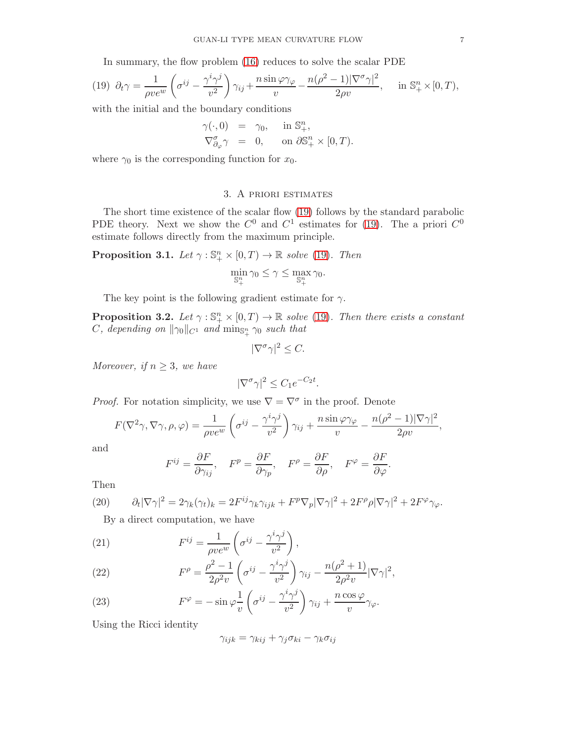In summary, the flow problem (16) reduces to solve the scalar PDE

$$\partial_t \gamma = \frac{1}{\rho v e^w}\left(\sigma^{ij} - \frac{\gamma^i\gamma^j}{v^2}\right)\gamma_{ij} + \frac{n\sin\varphi\gamma_\varphi}{v} - \frac{n(\rho^2-1)|\nabla^\sigma\gamma|^2}{2\rho v}, \quad \text{in } \mathbb{S}^n_+\times[0,T), \tag{19}$$

with the initial and the boundary conditions

$$\begin{aligned} \gamma(\cdot,0) &= \gamma_0, \quad \text{in } \mathbb{S}^n_+, \\ \nabla^\sigma_{\partial_\varphi}\gamma &= 0, \quad \text{on } \partial\mathbb{S}^n_+\times[0,T). \end{aligned}$$

where $\gamma_0$ is the corresponding function for $x_0$.

## 3. A priori estimates

The short time existence of the scalar flow (19) follows by the standard parabolic PDE theory. Next we show the $C^0$ and $C^1$ estimates for (19). The a priori $C^0$ estimate follows directly from the maximum principle.

**Proposition 3.1.** *Let $\gamma : \mathbb{S}^n_+\times[0,T)\to\mathbb{R}$ solve (19). Then*

$$\min_{\mathbb{S}^n_+}\gamma_0 \le \gamma \le \max_{\mathbb{S}^n_+}\gamma_0.$$

The key point is the following gradient estimate for $\gamma$.

**Proposition 3.2.** *Let $\gamma : \mathbb{S}^n_+\times[0,T)\to\mathbb{R}$ solve (19). Then there exists a constant $C$, depending on $\|\gamma_0\|_{C^1}$ and $\min_{\mathbb{S}^n_+}\gamma_0$ such that*

$$|\nabla^\sigma\gamma|^2 \le C.$$

*Moreover, if $n\ge 3$, we have*

$$|\nabla^\sigma\gamma|^2 \le C_1 e^{-C_2 t}.$$

*Proof.* For notation simplicity, we use $\nabla = \nabla^\sigma$ in the proof. Denote

$$F(\nabla^2\gamma,\nabla\gamma,\rho,\varphi) = \frac{1}{\rho v e^w}\left(\sigma^{ij} - \frac{\gamma^i\gamma^j}{v^2}\right)\gamma_{ij} + \frac{n\sin\varphi\gamma_\varphi}{v} - \frac{n(\rho^2-1)|\nabla\gamma|^2}{2\rho v},$$

and

$$F^{ij} = \frac{\partial F}{\partial \gamma_{ij}}, \quad F^p = \frac{\partial F}{\partial \gamma_p}, \quad F^\rho = \frac{\partial F}{\partial \rho}, \quad F^\varphi = \frac{\partial F}{\partial \varphi}.$$

Then

$$\partial_t|\nabla\gamma|^2 = 2\gamma_k(\gamma_t)_k = 2F^{ij}\gamma_k\gamma_{ijk} + F^p\nabla_p|\nabla\gamma|^2 + 2F^\rho\rho|\nabla\gamma|^2 + 2F^\varphi\gamma_\varphi. \tag{20}$$

By a direct computation, we have

$$F^{ij} = \frac{1}{\rho v e^w}\left(\sigma^{ij} - \frac{\gamma^i\gamma^j}{v^2}\right), \tag{21}$$

$$F^\rho = \frac{\rho^2-1}{2\rho^2 v}\left(\sigma^{ij} - \frac{\gamma^i\gamma^j}{v^2}\right)\gamma_{ij} - \frac{n(\rho^2+1)}{2\rho^2 v}|\nabla\gamma|^2, \tag{22}$$

$$F^\varphi = -\sin\varphi\frac{1}{v}\left(\sigma^{ij} - \frac{\gamma^i\gamma^j}{v^2}\right)\gamma_{ij} + \frac{n\cos\varphi}{v}\gamma_\varphi. \tag{23}$$

Using the Ricci identity

$$\gamma_{ijk} = \gamma_{kij} + \gamma_j\sigma_{ki} - \gamma_k\sigma_{ij}$$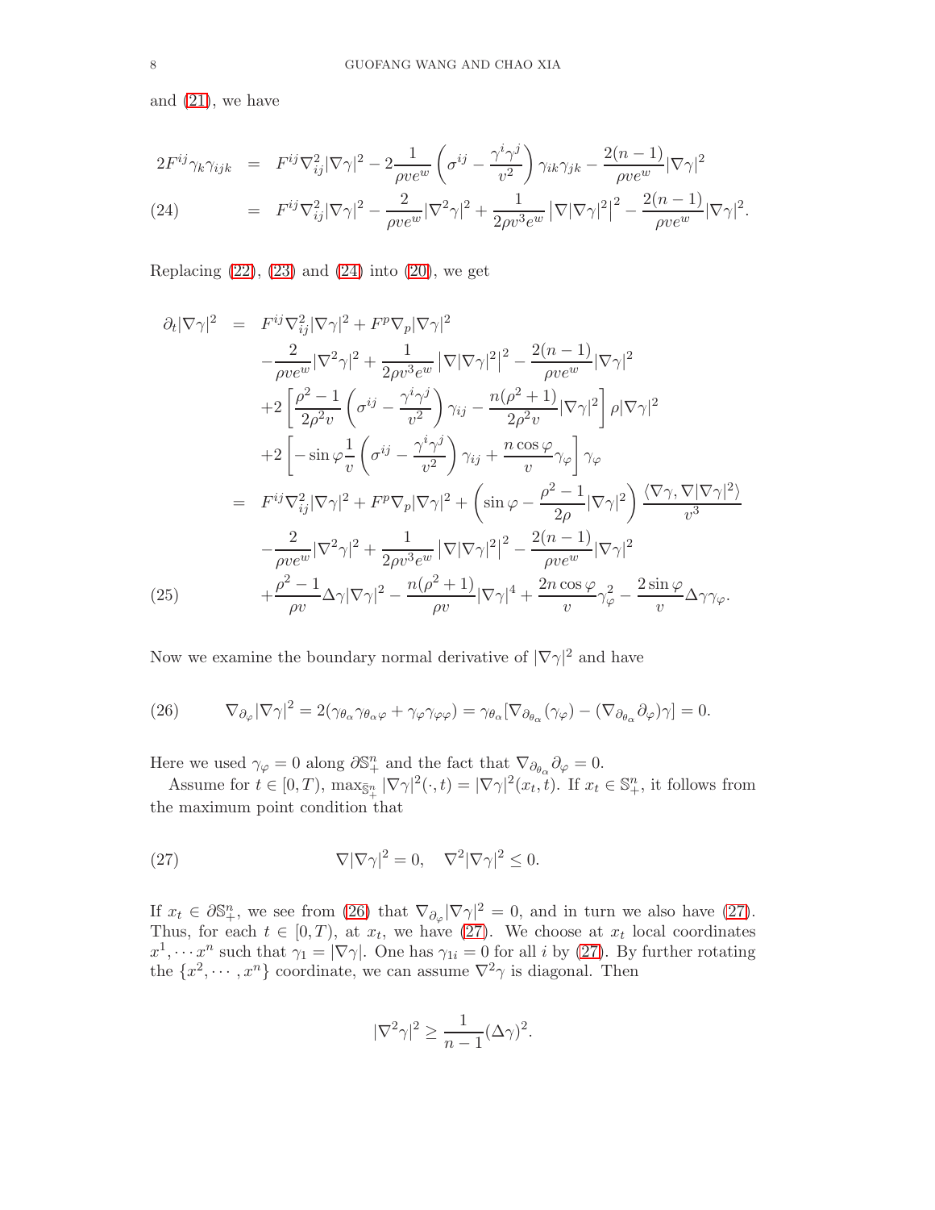and (21), we have

$$
\begin{aligned}
2F^{ij}\gamma_k\gamma_{ijk} &= F^{ij}\nabla^2_{ij}|\nabla\gamma|^2 - 2\frac{1}{\rho v e^w}\left(\sigma^{ij} - \frac{\gamma^i\gamma^j}{v^2}\right)\gamma_{ik}\gamma_{jk} - \frac{2(n-1)}{\rho v e^w}|\nabla\gamma|^2 \\
&= F^{ij}\nabla^2_{ij}|\nabla\gamma|^2 - \frac{2}{\rho v e^w}|\nabla^2\gamma|^2 + \frac{1}{2\rho v^3 e^w}\left|\nabla|\nabla\gamma|^2\right|^2 - \frac{2(n-1)}{\rho v e^w}|\nabla\gamma|^2. \qquad (24)
\end{aligned}
$$

Replacing (22), (23) and (24) into (20), we get

$$
\begin{aligned}
\partial_t|\nabla\gamma|^2 &= F^{ij}\nabla^2_{ij}|\nabla\gamma|^2 + F^p\nabla_p|\nabla\gamma|^2 \\
&\quad - \frac{2}{\rho v e^w}|\nabla^2\gamma|^2 + \frac{1}{2\rho v^3 e^w}\left|\nabla|\nabla\gamma|^2\right|^2 - \frac{2(n-1)}{\rho v e^w}|\nabla\gamma|^2 \\
&\quad + 2\left[\frac{\rho^2-1}{2\rho^2 v}\left(\sigma^{ij} - \frac{\gamma^i\gamma^j}{v^2}\right)\gamma_{ij} - \frac{n(\rho^2+1)}{2\rho^2 v}|\nabla\gamma|^2\right]\rho|\nabla\gamma|^2 \\
&\quad + 2\left[-\sin\varphi\frac{1}{v}\left(\sigma^{ij} - \frac{\gamma^i\gamma^j}{v^2}\right)\gamma_{ij} + \frac{n\cos\varphi}{v}\gamma_\varphi\right]\gamma_\varphi \\
&= F^{ij}\nabla^2_{ij}|\nabla\gamma|^2 + F^p\nabla_p|\nabla\gamma|^2 + \left(\sin\varphi - \frac{\rho^2-1}{2\rho}|\nabla\gamma|^2\right)\frac{\langle\nabla\gamma, \nabla|\nabla\gamma|^2\rangle}{v^3} \\
&\quad - \frac{2}{\rho v e^w}|\nabla^2\gamma|^2 + \frac{1}{2\rho v^3 e^w}\left|\nabla|\nabla\gamma|^2\right|^2 - \frac{2(n-1)}{\rho v e^w}|\nabla\gamma|^2 \\
&\quad + \frac{\rho^2-1}{\rho v}\Delta\gamma|\nabla\gamma|^2 - \frac{n(\rho^2+1)}{\rho v}|\nabla\gamma|^4 + \frac{2n\cos\varphi}{v}\gamma_\varphi^2 - \frac{2\sin\varphi}{v}\Delta\gamma\gamma_\varphi. \qquad (25)
\end{aligned}
$$

Now we examine the boundary normal derivative of $|\nabla\gamma|^2$ and have

$$
\nabla_{\partial_\varphi}|\nabla\gamma|^2 = 2(\gamma_{\theta_\alpha}\gamma_{\theta_\alpha\varphi} + \gamma_\varphi\gamma_{\varphi\varphi}) = \gamma_{\theta_\alpha}[\nabla_{\partial_{\theta_\alpha}}(\gamma_\varphi) - (\nabla_{\partial_{\theta_\alpha}}\partial_\varphi)\gamma] = 0. \qquad (26)
$$

Here we used $\gamma_\varphi = 0$ along $\partial\mathbb{S}^n_+$ and the fact that $\nabla_{\partial_{\theta_\alpha}}\partial_\varphi = 0$.

Assume for $t \in [0, T)$, $\max_{\bar{\mathbb{S}}^n_+}|\nabla\gamma|^2(\cdot, t) = |\nabla\gamma|^2(x_t, t)$. If $x_t \in \mathbb{S}^n_+$, it follows from the maximum point condition that

$$
\nabla|\nabla\gamma|^2 = 0, \quad \nabla^2|\nabla\gamma|^2 \leq 0. \qquad (27)
$$

If $x_t \in \partial\mathbb{S}^n_+$, we see from (26) that $\nabla_{\partial_\varphi}|\nabla\gamma|^2 = 0$, and in turn we also have (27). Thus, for each $t \in [0, T)$, at $x_t$, we have (27). We choose at $x_t$ local coordinates $x^1, \cdots x^n$ such that $\gamma_1 = |\nabla\gamma|$. One has $\gamma_{1i} = 0$ for all $i$ by (27). By further rotating the $\{x^2, \cdots, x^n\}$ coordinate, we can assume $\nabla^2\gamma$ is diagonal. Then

$$
|\nabla^2\gamma|^2 \geq \frac{1}{n-1}(\Delta\gamma)^2.
$$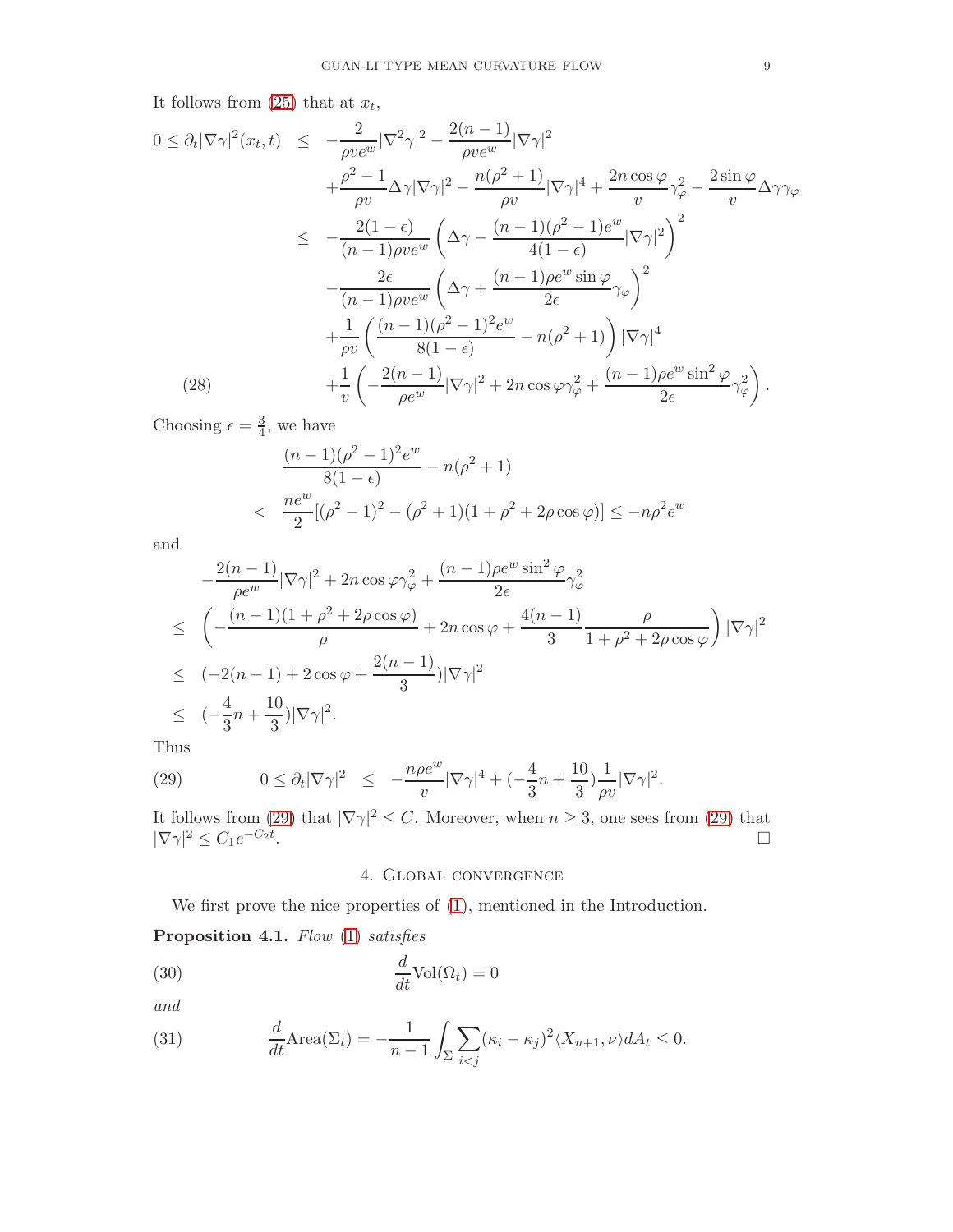It follows from (25) that at $x_t$,

$$
\begin{aligned}
0 \leq \partial_t |\nabla\gamma|^2(x_t,t) &\leq -\frac{2}{\rho v e^w}|\nabla^2\gamma|^2 - \frac{2(n-1)}{\rho v e^w}|\nabla\gamma|^2 \\
&\quad + \frac{\rho^2-1}{\rho v}\Delta\gamma|\nabla\gamma|^2 - \frac{n(\rho^2+1)}{\rho v}|\nabla\gamma|^4 + \frac{2n\cos\varphi}{v}\gamma_\varphi^2 - \frac{2\sin\varphi}{v}\Delta\gamma\gamma_\varphi \\
&\leq -\frac{2(1-\epsilon)}{(n-1)\rho v e^w}\left(\Delta\gamma - \frac{(n-1)(\rho^2-1)e^w}{4(1-\epsilon)}|\nabla\gamma|^2\right)^2 \\
&\quad - \frac{2\epsilon}{(n-1)\rho v e^w}\left(\Delta\gamma + \frac{(n-1)\rho e^w \sin\varphi}{2\epsilon}\gamma_\varphi\right)^2 \\
&\quad + \frac{1}{\rho v}\left(\frac{(n-1)(\rho^2-1)^2 e^w}{8(1-\epsilon)} - n(\rho^2+1)\right)|\nabla\gamma|^4 \\
&\quad + \frac{1}{v}\left(-\frac{2(n-1)}{\rho e^w}|\nabla\gamma|^2 + 2n\cos\varphi\gamma_\varphi^2 + \frac{(n-1)\rho e^w \sin^2\varphi}{2\epsilon}\gamma_\varphi^2\right). \qquad (28)
\end{aligned}
$$

Choosing $\epsilon = \frac{3}{4}$, we have

$$
\begin{aligned}
&\frac{(n-1)(\rho^2-1)^2 e^w}{8(1-\epsilon)} - n(\rho^2+1) \\
< \; &\frac{ne^w}{2}[(\rho^2-1)^2 - (\rho^2+1)(1+\rho^2+2\rho\cos\varphi)] \leq -n\rho^2 e^w
\end{aligned}
$$

and

$$
\begin{aligned}
&-\frac{2(n-1)}{\rho e^w}|\nabla\gamma|^2 + 2n\cos\varphi\gamma_\varphi^2 + \frac{(n-1)\rho e^w \sin^2\varphi}{2\epsilon}\gamma_\varphi^2 \\
\leq \; &\left(-\frac{(n-1)(1+\rho^2+2\rho\cos\varphi)}{\rho} + 2n\cos\varphi + \frac{4(n-1)}{3}\frac{\rho}{1+\rho^2+2\rho\cos\varphi}\right)|\nabla\gamma|^2 \\
\leq \; &(-2(n-1) + 2\cos\varphi + \frac{2(n-1)}{3})|\nabla\gamma|^2 \\
\leq \; &(-\frac{4}{3}n + \frac{10}{3})|\nabla\gamma|^2.
\end{aligned}
$$

Thus

$$
0 \leq \partial_t|\nabla\gamma|^2 \leq -\frac{n\rho e^w}{v}|\nabla\gamma|^4 + (-\frac{4}{3}n + \frac{10}{3})\frac{1}{\rho v}|\nabla\gamma|^2. \qquad (29)
$$

It follows from (29) that $|\nabla\gamma|^2 \leq C$. Moreover, when $n \geq 3$, one sees from (29) that $|\nabla\gamma|^2 \leq C_1 e^{-C_2 t}$. □

## 4. Global convergence

We first prove the nice properties of (1), mentioned in the Introduction.

**Proposition 4.1.** *Flow* (1) *satisfies*

$$
\frac{d}{dt}\mathrm{Vol}(\Omega_t) = 0 \qquad (30)
$$

*and*

$$
\frac{d}{dt}\mathrm{Area}(\Sigma_t) = -\frac{1}{n-1}\int_\Sigma \sum_{i<j}(\kappa_i - \kappa_j)^2 \langle X_{n+1}, \nu\rangle dA_t \leq 0. \qquad (31)
$$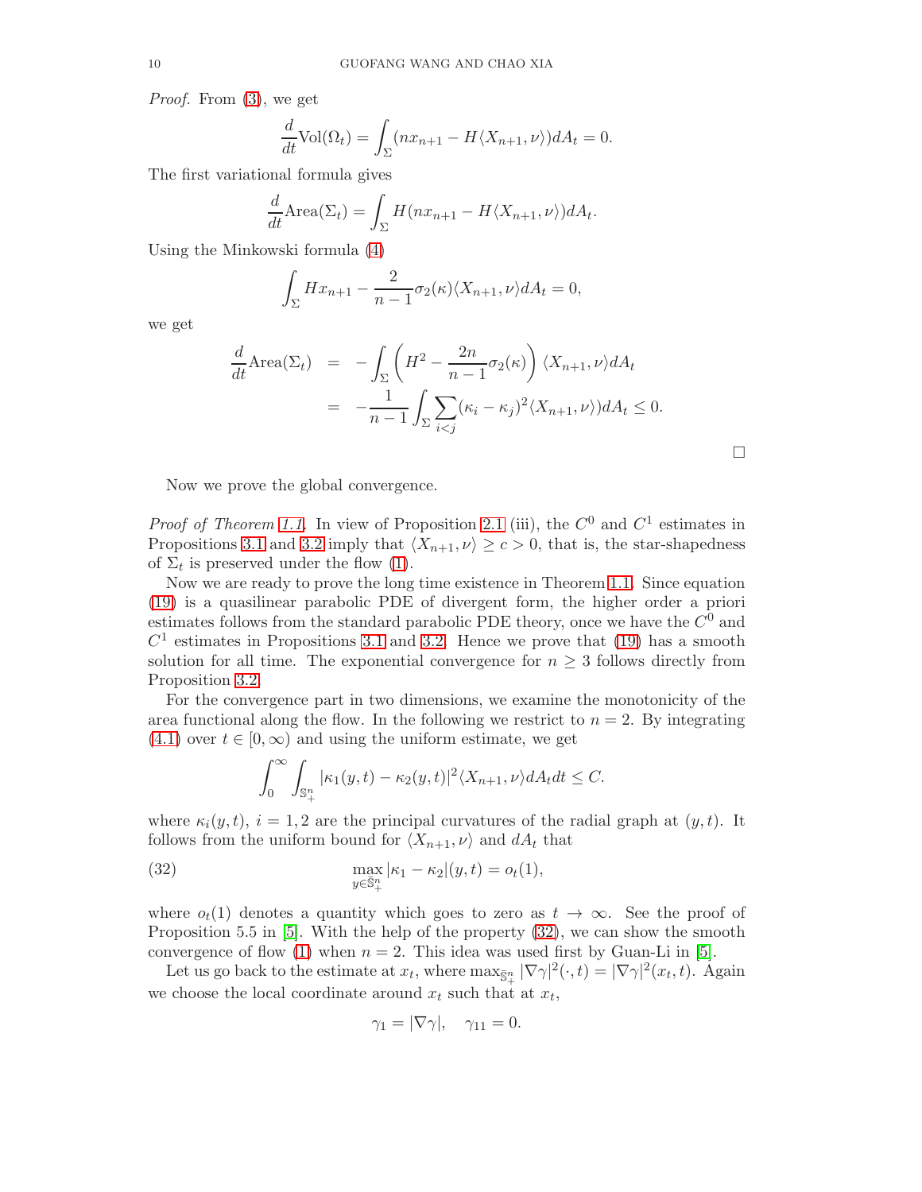*Proof.* From (3), we get

$$\frac{d}{dt}\mathrm{Vol}(\Omega_t) = \int_{\Sigma} (n x_{n+1} - H\langle X_{n+1}, \nu\rangle) dA_t = 0.$$

The first variational formula gives

$$\frac{d}{dt}\mathrm{Area}(\Sigma_t) = \int_{\Sigma} H(n x_{n+1} - H\langle X_{n+1}, \nu\rangle) dA_t.$$

Using the Minkowski formula (4)

$$\int_{\Sigma} H x_{n+1} - \frac{2}{n-1}\sigma_2(\kappa)\langle X_{n+1}, \nu\rangle dA_t = 0,$$

we get

$$\begin{aligned}
\frac{d}{dt}\mathrm{Area}(\Sigma_t) &= -\int_{\Sigma} \left(H^2 - \frac{2n}{n-1}\sigma_2(\kappa)\right)\langle X_{n+1}, \nu\rangle dA_t \\
&= -\frac{1}{n-1}\int_{\Sigma} \sum_{i<j} (\kappa_i - \kappa_j)^2 \langle X_{n+1}, \nu\rangle) dA_t \leq 0.
\end{aligned}$$

□

Now we prove the global convergence.

*Proof of Theorem 1.1.* In view of Proposition 2.1 (iii), the $C^0$ and $C^1$ estimates in Propositions 3.1 and 3.2 imply that $\langle X_{n+1}, \nu\rangle \geq c > 0$, that is, the star-shapedness of $\Sigma_t$ is preserved under the flow (1).

Now we are ready to prove the long time existence in Theorem 1.1. Since equation (19) is a quasilinear parabolic PDE of divergent form, the higher order a priori estimates follows from the standard parabolic PDE theory, once we have the $C^0$ and $C^1$ estimates in Propositions 3.1 and 3.2. Hence we prove that (19) has a smooth solution for all time. The exponential convergence for $n \geq 3$ follows directly from Proposition 3.2.

For the convergence part in two dimensions, we examine the monotonicity of the area functional along the flow. In the following we restrict to $n = 2$. By integrating (4.1) over $t \in [0, \infty)$ and using the uniform estimate, we get

$$\int_0^\infty \int_{\mathbb{S}^n_+} |\kappa_1(y,t) - \kappa_2(y,t)|^2 \langle X_{n+1}, \nu\rangle dA_t dt \leq C.$$

where $\kappa_i(y,t)$, $i = 1, 2$ are the principal curvatures of the radial graph at $(y,t)$. It follows from the uniform bound for $\langle X_{n+1}, \nu\rangle$ and $dA_t$ that

$$\max_{y \in \mathbb{S}^n_+} |\kappa_1 - \kappa_2|(y,t) = o_t(1), \tag{32}$$

where $o_t(1)$ denotes a quantity which goes to zero as $t \to \infty$. See the proof of Proposition 5.5 in [5]. With the help of the property (32), we can show the smooth convergence of flow (1) when $n = 2$. This idea was used first by Guan-Li in [5].

Let us go back to the estimate at $x_t$, where $\max_{\bar{\mathbb{S}}^n_+} |\nabla\gamma|^2(\cdot, t) = |\nabla\gamma|^2(x_t, t)$. Again we choose the local coordinate around $x_t$ such that at $x_t$,

$$\gamma_1 = |\nabla\gamma|, \quad \gamma_{11} = 0.$$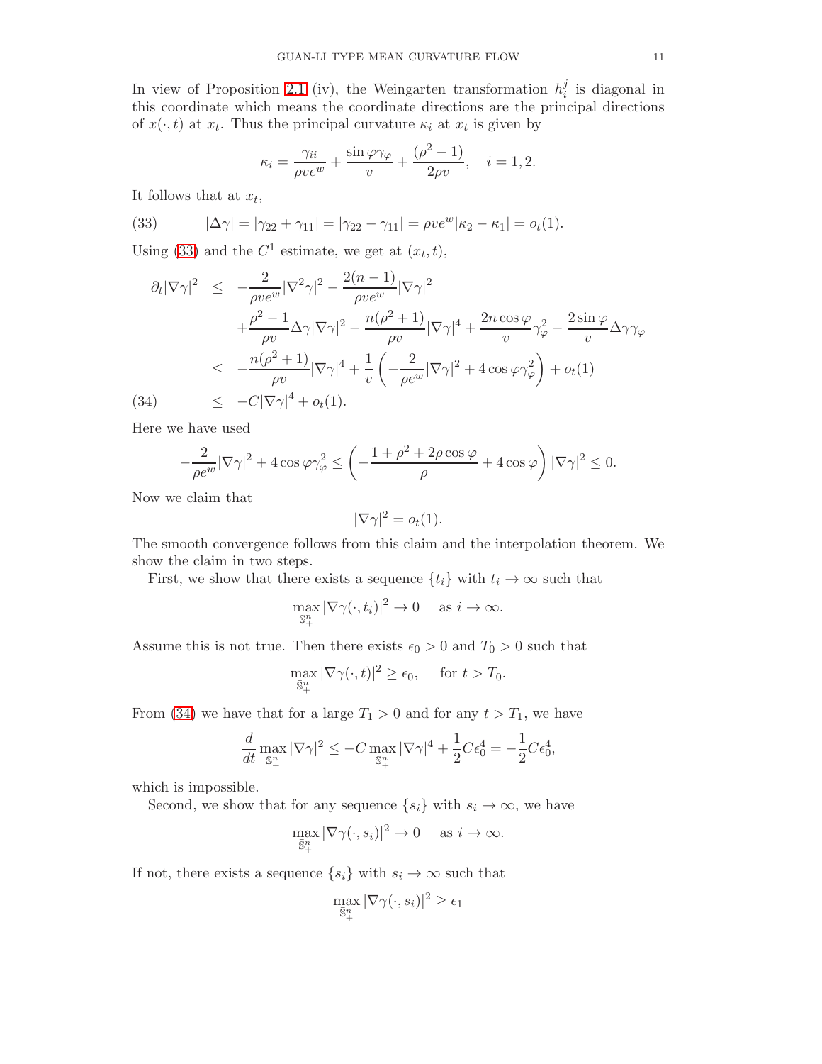In view of Proposition 2.1 (iv), the Weingarten transformation $h_i^j$ is diagonal in this coordinate which means the coordinate directions are the principal directions of $x(\cdot,t)$ at $x_t$. Thus the principal curvature $\kappa_i$ at $x_t$ is given by

$$\kappa_i = \frac{\gamma_{ii}}{\rho v e^w} + \frac{\sin\varphi\gamma_\varphi}{v} + \frac{(\rho^2-1)}{2\rho v}, \quad i=1,2.$$

It follows that at $x_t$,

$$|\Delta\gamma| = |\gamma_{22}+\gamma_{11}| = |\gamma_{22}-\gamma_{11}| = \rho v e^w|\kappa_2-\kappa_1| = o_t(1). \tag{33}$$

Using (33) and the $C^1$ estimate, we get at $(x_t,t)$,

$$\begin{aligned}
\partial_t|\nabla\gamma|^2 &\le -\frac{2}{\rho v e^w}|\nabla^2\gamma|^2 - \frac{2(n-1)}{\rho v e^w}|\nabla\gamma|^2 \\
&\quad + \frac{\rho^2-1}{\rho v}\Delta\gamma|\nabla\gamma|^2 - \frac{n(\rho^2+1)}{\rho v}|\nabla\gamma|^4 + \frac{2n\cos\varphi}{v}\gamma_\varphi^2 - \frac{2\sin\varphi}{v}\Delta\gamma\gamma_\varphi \\
&\le -\frac{n(\rho^2+1)}{\rho v}|\nabla\gamma|^4 + \frac{1}{v}\left(-\frac{2}{\rho e^w}|\nabla\gamma|^2 + 4\cos\varphi\gamma_\varphi^2\right) + o_t(1) \\
&\le -C|\nabla\gamma|^4 + o_t(1).
\end{aligned} \tag{34}$$

Here we have used

$$-\frac{2}{\rho e^w}|\nabla\gamma|^2 + 4\cos\varphi\gamma_\varphi^2 \le \left(-\frac{1+\rho^2+2\rho\cos\varphi}{\rho} + 4\cos\varphi\right)|\nabla\gamma|^2 \le 0.$$

Now we claim that

$$|\nabla\gamma|^2 = o_t(1).$$

The smooth convergence follows from this claim and the interpolation theorem. We show the claim in two steps.

First, we show that there exists a sequence $\{t_i\}$ with $t_i\to\infty$ such that

$$\max_{\bar{\mathbb{S}}^n_+}|\nabla\gamma(\cdot,t_i)|^2 \to 0 \quad \text{ as } i\to\infty.$$

Assume this is not true. Then there exists $\epsilon_0>0$ and $T_0>0$ such that

$$\max_{\bar{\mathbb{S}}^n_+}|\nabla\gamma(\cdot,t)|^2 \ge \epsilon_0, \quad \text{ for } t>T_0.$$

From (34) we have that for a large $T_1>0$ and for any $t>T_1$, we have

$$\frac{d}{dt}\max_{\mathbb{S}^n_+}|\nabla\gamma|^2 \le -C\max_{\mathbb{S}^n_+}|\nabla\gamma|^4 + \frac{1}{2}C\epsilon_0^4 = -\frac{1}{2}C\epsilon_0^4,$$

which is impossible.

Second, we show that for any sequence $\{s_i\}$ with $s_i\to\infty$, we have

$$\max_{\bar{\mathbb{S}}^n_+}|\nabla\gamma(\cdot,s_i)|^2 \to 0 \quad \text{ as } i\to\infty.$$

If not, there exists a sequence $\{s_i\}$ with $s_i\to\infty$ such that

$$\max_{\bar{\mathbb{S}}^n_+}|\nabla\gamma(\cdot,s_i)|^2 \ge \epsilon_1$$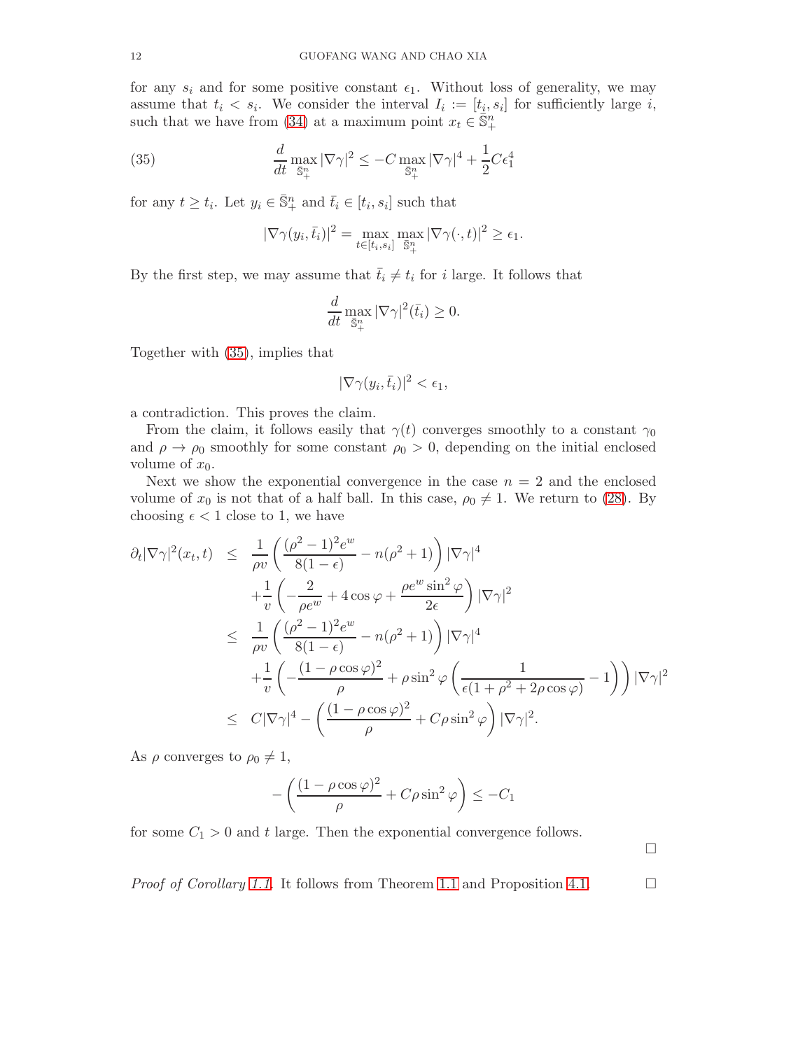for any $s_i$ and for some positive constant $\epsilon_1$. Without loss of generality, we may assume that $t_i < s_i$. We consider the interval $I_i := [t_i, s_i]$ for sufficiently large $i$, such that we have from (34) at a maximum point $x_t \in \bar{\mathbb{S}}^n_+$

$$
\frac{d}{dt} \max_{\bar{\mathbb{S}}^n_+} |\nabla \gamma|^2 \le -C \max_{\bar{\mathbb{S}}^n_+} |\nabla \gamma|^4 + \frac{1}{2} C \epsilon_1^4 \tag{35}
$$

for any $t \ge t_i$. Let $y_i \in \bar{\mathbb{S}}^n_+$ and $\bar{t}_i \in [t_i, s_i]$ such that

$$
|\nabla \gamma(y_i, \bar{t}_i)|^2 = \max_{t \in [t_i, s_i]} \max_{\bar{\mathbb{S}}^n_+} |\nabla \gamma(\cdot, t)|^2 \ge \epsilon_1.
$$

By the first step, we may assume that $\bar{t}_i \neq t_i$ for $i$ large. It follows that

$$
\frac{d}{dt} \max_{\bar{\mathbb{S}}^n_+} |\nabla \gamma|^2 (\bar{t}_i) \ge 0.
$$

Together with (35), implies that

$$
|\nabla \gamma(y_i, \bar{t}_i)|^2 < \epsilon_1,
$$

a contradiction. This proves the claim.

From the claim, it follows easily that $\gamma(t)$ converges smoothly to a constant $\gamma_0$ and $\rho \to \rho_0$ smoothly for some constant $\rho_0 > 0$, depending on the initial enclosed volume of $x_0$.

Next we show the exponential convergence in the case $n = 2$ and the enclosed volume of $x_0$ is not that of a half ball. In this case, $\rho_0 \neq 1$. We return to (28). By choosing $\epsilon < 1$ close to 1, we have

$$
\begin{aligned}
\partial_t |\nabla \gamma|^2 (x_t, t) \;\le\;& \frac{1}{\rho v} \left( \frac{(\rho^2 - 1)^2 e^w}{8(1-\epsilon)} - n(\rho^2 + 1) \right) |\nabla \gamma|^4 \\
& + \frac{1}{v} \left( -\frac{2}{\rho e^w} + 4 \cos \varphi + \frac{\rho e^w \sin^2 \varphi}{2\epsilon} \right) |\nabla \gamma|^2 \\
\le\;& \frac{1}{\rho v} \left( \frac{(\rho^2 - 1)^2 e^w}{8(1-\epsilon)} - n(\rho^2 + 1) \right) |\nabla \gamma|^4 \\
& + \frac{1}{v} \left( -\frac{(1 - \rho \cos \varphi)^2}{\rho} + \rho \sin^2 \varphi \left( \frac{1}{\epsilon(1 + \rho^2 + 2\rho \cos \varphi)} - 1 \right) \right) |\nabla \gamma|^2 \\
\le\;& C |\nabla \gamma|^4 - \left( \frac{(1 - \rho \cos \varphi)^2}{\rho} + C \rho \sin^2 \varphi \right) |\nabla \gamma|^2.
\end{aligned}
$$

As $\rho$ converges to $\rho_0 \neq 1$,

$$
- \left( \frac{(1 - \rho \cos \varphi)^2}{\rho} + C \rho \sin^2 \varphi \right) \le -C_1
$$

for some $C_1 > 0$ and $t$ large. Then the exponential convergence follows. □

*Proof of Corollary 1.1.* It follows from Theorem 1.1 and Proposition 4.1. □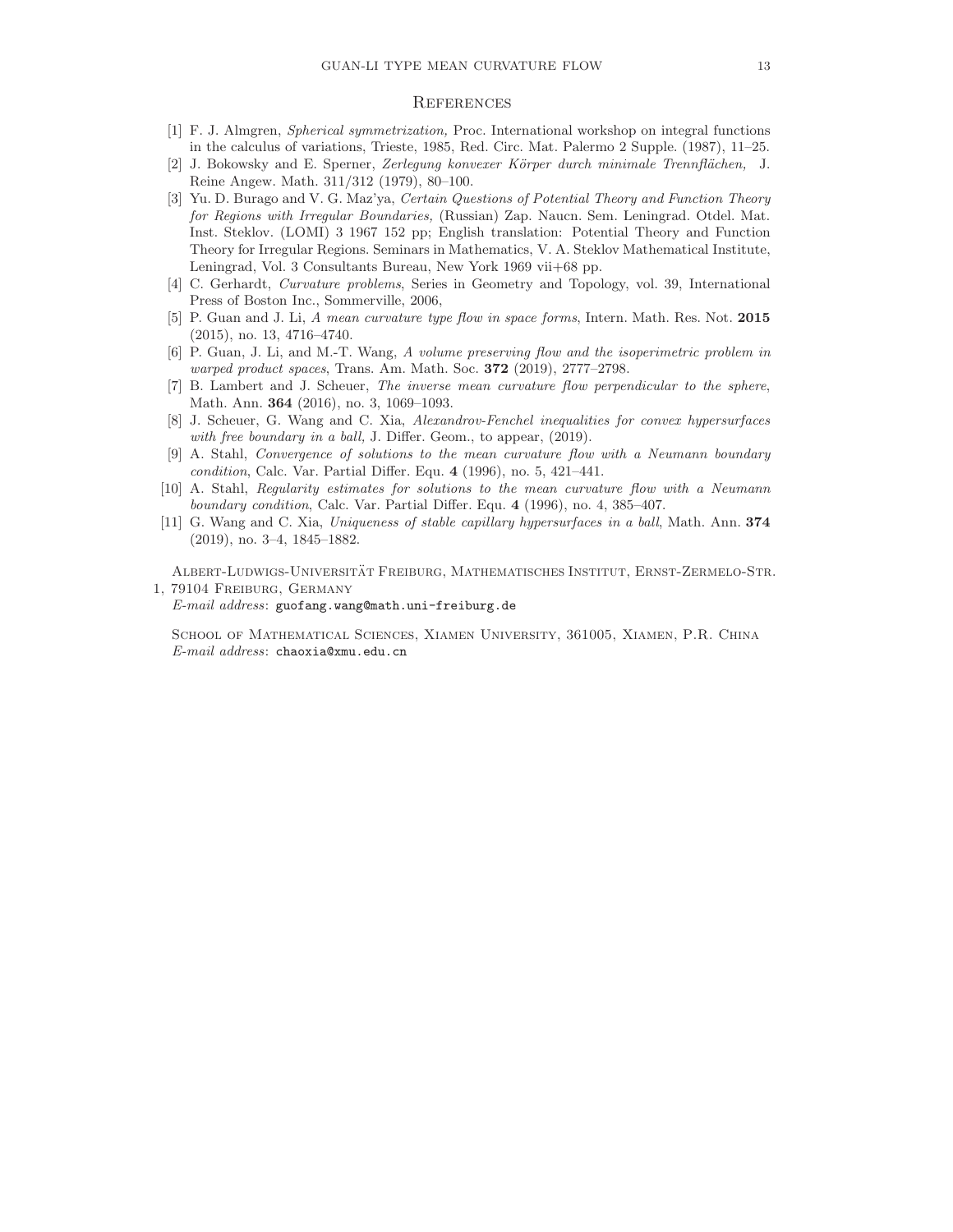## References

[1] F. J. Almgren, *Spherical symmetrization,* Proc. International workshop on integral functions in the calculus of variations, Trieste, 1985, Red. Circ. Mat. Palermo 2 Supple. (1987), 11–25.

[2] J. Bokowsky and E. Sperner, *Zerlegung konvexer Körper durch minimale Trennflächen,* J. Reine Angew. Math. 311/312 (1979), 80–100.

[3] Yu. D. Burago and V. G. Maz'ya, *Certain Questions of Potential Theory and Function Theory for Regions with Irregular Boundaries,* (Russian) Zap. Naucn. Sem. Leningrad. Otdel. Mat. Inst. Steklov. (LOMI) 3 1967 152 pp; English translation: Potential Theory and Function Theory for Irregular Regions. Seminars in Mathematics, V. A. Steklov Mathematical Institute, Leningrad, Vol. 3 Consultants Bureau, New York 1969 vii+68 pp.

[4] C. Gerhardt, *Curvature problems*, Series in Geometry and Topology, vol. 39, International Press of Boston Inc., Sommerville, 2006,

[5] P. Guan and J. Li, *A mean curvature type flow in space forms*, Intern. Math. Res. Not. **2015** (2015), no. 13, 4716–4740.

[6] P. Guan, J. Li, and M.-T. Wang, *A volume preserving flow and the isoperimetric problem in warped product spaces*, Trans. Am. Math. Soc. **372** (2019), 2777–2798.

[7] B. Lambert and J. Scheuer, *The inverse mean curvature flow perpendicular to the sphere*, Math. Ann. **364** (2016), no. 3, 1069–1093.

[8] J. Scheuer, G. Wang and C. Xia, *Alexandrov-Fenchel inequalities for convex hypersurfaces with free boundary in a ball*, J. Differ. Geom., to appear, (2019).

[9] A. Stahl, *Convergence of solutions to the mean curvature flow with a Neumann boundary condition*, Calc. Var. Partial Differ. Equ. **4** (1996), no. 5, 421–441.

[10] A. Stahl, *Regularity estimates for solutions to the mean curvature flow with a Neumann boundary condition*, Calc. Var. Partial Differ. Equ. **4** (1996), no. 4, 385–407.

[11] G. Wang and C. Xia, *Uniqueness of stable capillary hypersurfaces in a ball*, Math. Ann. **374** (2019), no. 3–4, 1845–1882.

Albert-Ludwigs-Universität Freiburg, Mathematisches Institut, Ernst-Zermelo-Str. 1, 79104 Freiburg, Germany

*E-mail address*: guofang.wang@math.uni-freiburg.de

School of Mathematical Sciences, Xiamen University, 361005, Xiamen, P.R. China

*E-mail address*: chaoxia@xmu.edu.cn